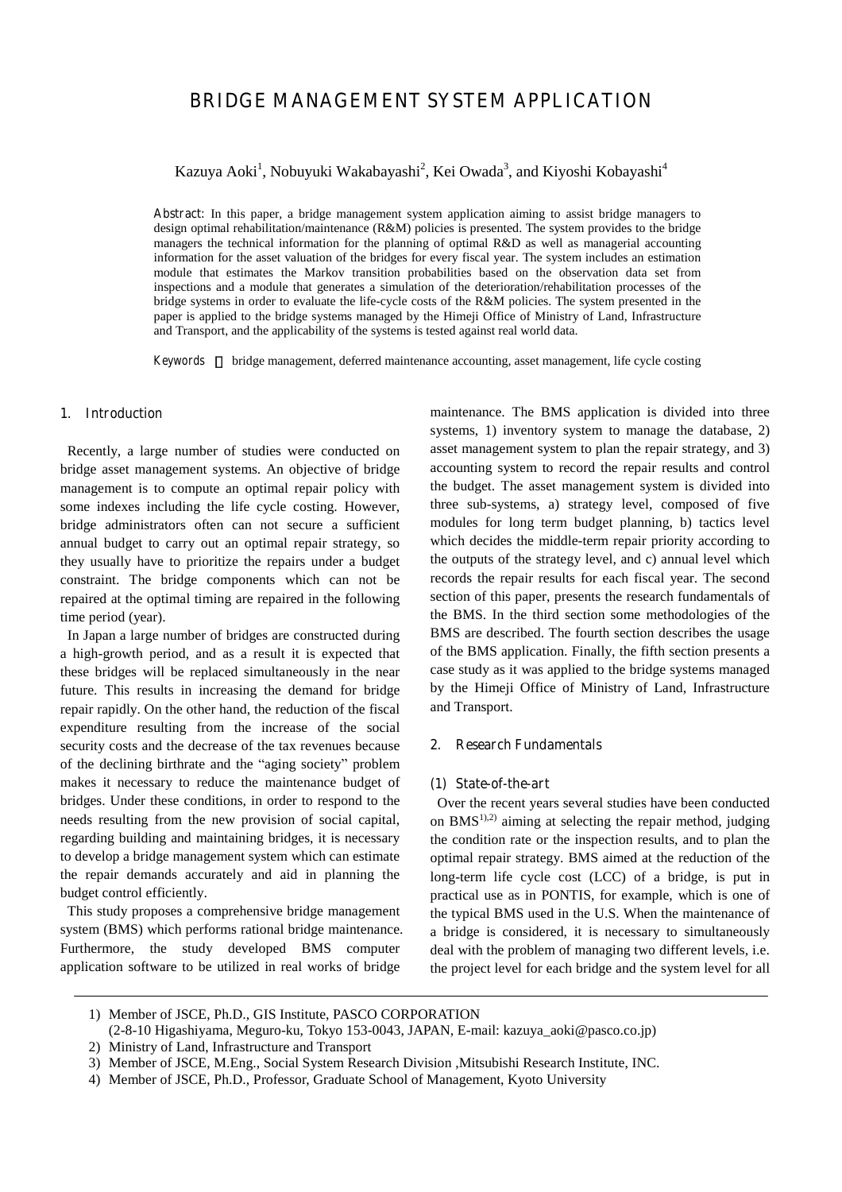# BRIDGE MANAGEMENT SYSTEM APPLICATION

Kazuya Aoki[1], Nobuyuki Wakabayashi[2], Kei Owada[3], and Kiyoshi Kobayashi[4]

*Abstract*: In this paper, a bridge management system application aiming to assist bridge managers to design optimal rehabilitation/maintenance (R&M) policies is presented. The system provides to the bridge managers the technical information for the planning of optimal R&D as well as managerial accounting information for the asset valuation of the bridges for every fiscal year. The system includes an estimation module that estimates the Markov transition probabilities based on the observation data set from inspections and a module that generates a simulation of the deterioration/rehabilitation processes of the bridge systems in order to evaluate the life-cycle costs of the R&M policies. The system presented in the paper is applied to the bridge systems managed by the Himeji Office of Ministry of Land, Infrastructure and Transport, and the applicability of the systems is tested against real world data.

*Keywords*：bridge management, deferred maintenance accounting, asset management, life cycle costing

## 1. Introduction

Recently, a large number of studies were conducted on bridge asset management systems. An objective of bridge management is to compute an optimal repair policy with some indexes including the life cycle costing. However, bridge administrators often can not secure a sufficient annual budget to carry out an optimal repair strategy, so they usually have to prioritize the repairs under a budget constraint. The bridge components which can not be repaired at the optimal timing are repaired in the following time period (year).

In Japan a large number of bridges are constructed during a high-growth period, and as a result it is expected that these bridges will be replaced simultaneously in the near future. This results in increasing the demand for bridge repair rapidly. On the other hand, the reduction of the fiscal expenditure resulting from the increase of the social security costs and the decrease of the tax revenues because of the declining birthrate and the "aging society" problem makes it necessary to reduce the maintenance budget of bridges. Under these conditions, in order to respond to the needs resulting from the new provision of social capital, regarding building and maintaining bridges, it is necessary to develop a bridge management system which can estimate the repair demands accurately and aid in planning the budget control efficiently.

This study proposes a comprehensive bridge management system (BMS) which performs rational bridge maintenance. Furthermore, the study developed BMS computer application software to be utilized in real works of bridge maintenance. The BMS application is divided into three systems, 1) inventory system to manage the database, 2) asset management system to plan the repair strategy, and 3) accounting system to record the repair results and control the budget. The asset management system is divided into three sub-systems, a) strategy level, composed of five modules for long term budget planning, b) tactics level which decides the middle-term repair priority according to the outputs of the strategy level, and c) annual level which records the repair results for each fiscal year. The second section of this paper, presents the research fundamentals of the BMS. In the third section some methodologies of the BMS are described. The fourth section describes the usage of the BMS application. Finally, the fifth section presents a case study as it was applied to the bridge systems managed by the Himeji Office of Ministry of Land, Infrastructure and Transport.

## 2. Research Fundamentals

### (1) State-of-the-art

Over the recent years several studies have been conducted on BMS[1),2)] aiming at selecting the repair method, judging the condition rate or the inspection results, and to plan the optimal repair strategy. BMS aimed at the reduction of the long-term life cycle cost (LCC) of a bridge, is put in practical use as in PONTIS, for example, which is one of the typical BMS used in the U.S. When the maintenance of a bridge is considered, it is necessary to simultaneously deal with the problem of managing two different levels, i.e. the project level for each bridge and the system level for all

---

1) Member of JSCE, Ph.D., GIS Institute, PASCO CORPORATION (2-8-10 Higashiyama, Meguro-ku, Tokyo 153-0043, JAPAN, E-mail: kazuya_aoki@pasco.co.jp)
2) Ministry of Land, Infrastructure and Transport
3) Member of JSCE, M.Eng., Social System Research Division ,Mitsubishi Research Institute, INC.
4) Member of JSCE, Ph.D., Professor, Graduate School of Management, Kyoto University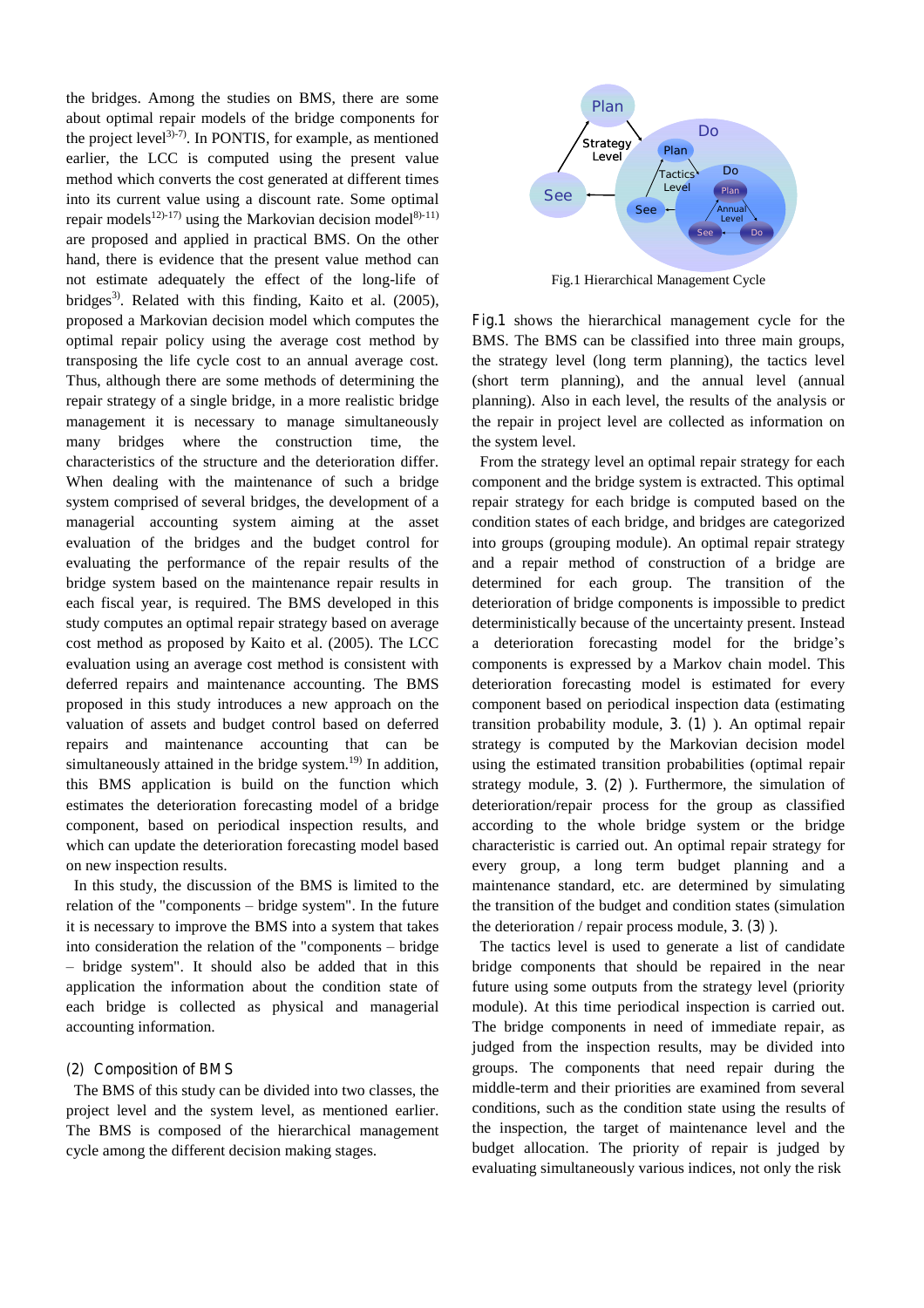the bridges. Among the studies on BMS, there are some about optimal repair models of the bridge components for the project level[3)-7)]. In PONTIS, for example, as mentioned earlier, the LCC is computed using the present value method which converts the cost generated at different times into its current value using a discount rate. Some optimal repair models[12)-17)] using the Markovian decision model[8)-11)] are proposed and applied in practical BMS. On the other hand, there is evidence that the present value method can not estimate adequately the effect of the long-life of bridges[3)]. Related with this finding, Kaito et al. (2005), proposed a Markovian decision model which computes the optimal repair policy using the average cost method by transposing the life cycle cost to an annual average cost. Thus, although there are some methods of determining the repair strategy of a single bridge, in a more realistic bridge management it is necessary to manage simultaneously many bridges where the construction time, the characteristics of the structure and the deterioration differ. When dealing with the maintenance of such a bridge system comprised of several bridges, the development of a managerial accounting system aiming at the asset evaluation of the bridges and the budget control for evaluating the performance of the repair results of the bridge system based on the maintenance repair results in each fiscal year, is required. The BMS developed in this study computes an optimal repair strategy based on average cost method as proposed by Kaito et al. (2005). The LCC evaluation using an average cost method is consistent with deferred repairs and maintenance accounting. The BMS proposed in this study introduces a new approach on the valuation of assets and budget control based on deferred repairs and maintenance accounting that can be simultaneously attained in the bridge system.[19)] In addition, this BMS application is build on the function which estimates the deterioration forecasting model of a bridge component, based on periodical inspection results, and which can update the deterioration forecasting model based on new inspection results.

In this study, the discussion of the BMS is limited to the relation of the "components – bridge system". In the future it is necessary to improve the BMS into a system that takes into consideration the relation of the "components – bridge – bridge system". It should also be added that in this application the information about the condition state of each bridge is collected as physical and managerial accounting information.

## (2) Composition of BMS

The BMS of this study can be divided into two classes, the project level and the system level, as mentioned earlier. The BMS is composed of the hierarchical management cycle among the different decision making stages.

Fig.1 Hierarchical Management Cycle

Fig.1 shows the hierarchical management cycle for the BMS. The BMS can be classified into three main groups, the strategy level (long term planning), the tactics level (short term planning), and the annual level (annual planning). Also in each level, the results of the analysis or the repair in project level are collected as information on the system level.

From the strategy level an optimal repair strategy for each component and the bridge system is extracted. This optimal repair strategy for each bridge is computed based on the condition states of each bridge, and bridges are categorized into groups (grouping module). An optimal repair strategy and a repair method of construction of a bridge are determined for each group. The transition of the deterioration of bridge components is impossible to predict deterministically because of the uncertainty present. Instead a deterioration forecasting model for the bridge's components is expressed by a Markov chain model. This deterioration forecasting model is estimated for every component based on periodical inspection data (estimating transition probability module, 3. (1) ). An optimal repair strategy is computed by the Markovian decision model using the estimated transition probabilities (optimal repair strategy module, 3. (2) ). Furthermore, the simulation of deterioration/repair process for the group as classified according to the whole bridge system or the bridge characteristic is carried out. An optimal repair strategy for every group, a long term budget planning and a maintenance standard, etc. are determined by simulating the transition of the budget and condition states (simulation the deterioration / repair process module, 3. (3) ).

The tactics level is used to generate a list of candidate bridge components that should be repaired in the near future using some outputs from the strategy level (priority module). At this time periodical inspection is carried out. The bridge components in need of immediate repair, as judged from the inspection results, may be divided into groups. The components that need repair during the middle-term and their priorities are examined from several conditions, such as the condition state using the results of the inspection, the target of maintenance level and the budget allocation. The priority of repair is judged by evaluating simultaneously various indices, not only the risk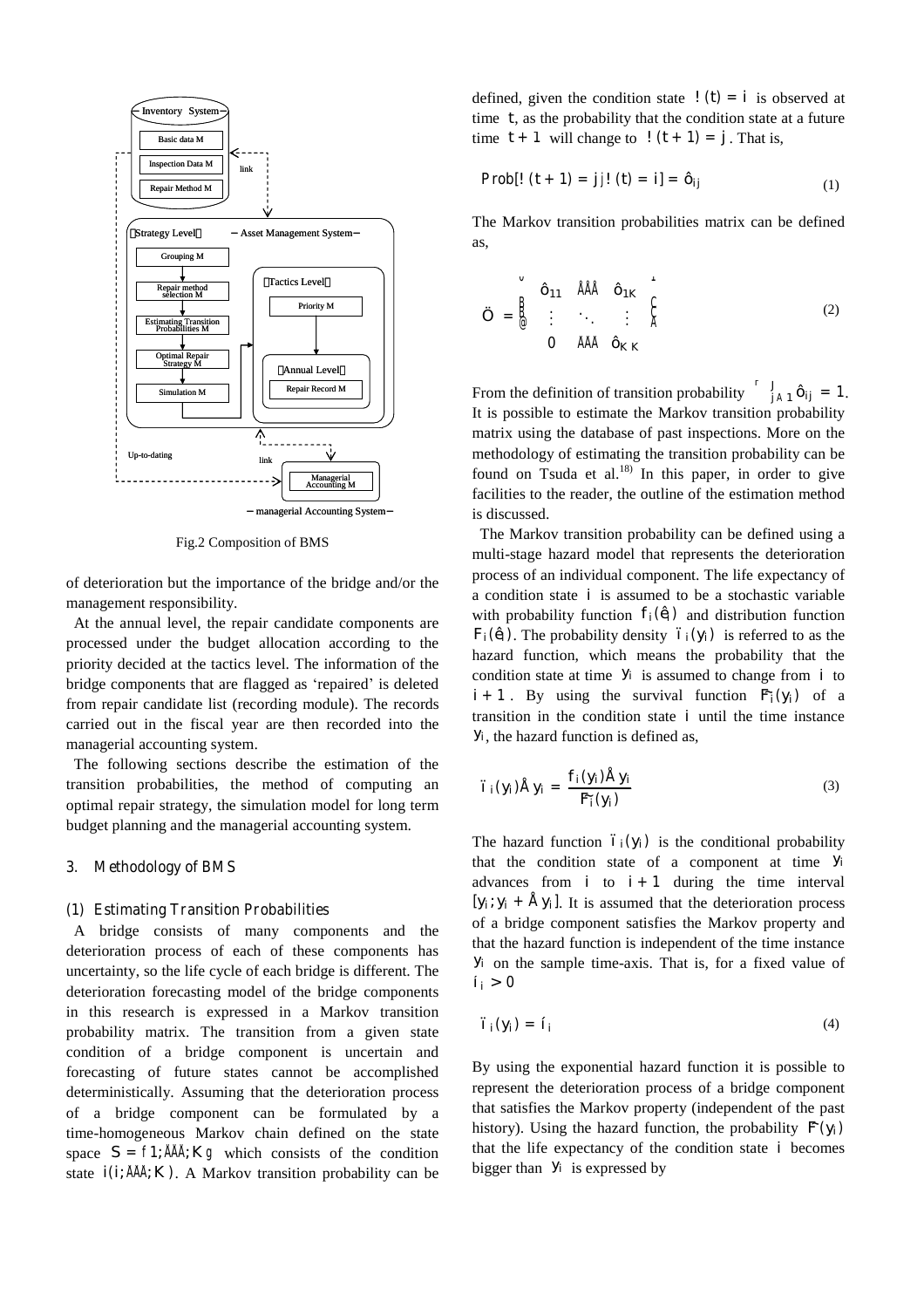Inventory System

Basic data M

Inspection Data M

Repair Method M

link

Strategy Level

Asset Management System

Grouping M

Repair method selection M

Estimating Transition Probabilities M

Optimal Repair Strategy M

Simulation M

Tactics Level

Priority M

Annual Level

Repair Record M

Up-to-dating

link

Managerial Accounting M

managerial Accounting System

Fig.2 Composition of BMS

of deterioration but the importance of the bridge and/or the management responsibility.

At the annual level, the repair candidate components are processed under the budget allocation according to the priority decided at the tactics level. The information of the bridge components that are flagged as 'repaired' is deleted from repair candidate list (recording module). The records carried out in the fiscal year are then recorded into the managerial accounting system.

The following sections describe the estimation of the transition probabilities, the method of computing an optimal repair strategy, the simulation model for long term budget planning and the managerial accounting system.

## 3. Methodology of BMS

### (1) Estimating Transition Probabilities

A bridge consists of many components and the deterioration process of each of these components has uncertainty, so the life cycle of each bridge is different. The deterioration forecasting model of the bridge components in this research is expressed in a Markov transition probability matrix. The transition from a given state condition of a bridge component is uncertain and forecasting of future states cannot be accomplished deterministically. Assuming that the deterioration process of a bridge component can be formulated by a time-homogeneous Markov chain defined on the state space $S = \{1, \cdots, K\}$ which consists of the condition state $i (i; \cdots; K)$. A Markov transition probability can be defined, given the condition state $h(t) = i$ is observed at time $t$, as the probability that the condition state at a future time $t + 1$ will change to $h(t + 1) = j$. That is,

$$\mathrm{Prob}[h(t + 1) = j \mid h(t) = i] = \pi_{ij} \tag{1}$$

The Markov transition probabilities matrix can be defined as,

$$\Pi = \begin{pmatrix} \pi_{11} & \cdots & \pi_{1K} \\ \vdots & \ddots & \vdots \\ 0 & \cdots & \pi_{KK} \end{pmatrix} \tag{2}$$

From the definition of transition probability $\sum_{j=1}^{J} \pi_{ij} = 1$. It is possible to estimate the Markov transition probability matrix using the database of past inspections. More on the methodology of estimating the transition probability can be found on Tsuda et al.[18] In this paper, in order to give facilities to the reader, the outline of the estimation method is discussed.

The Markov transition probability can be defined using a multi-stage hazard model that represents the deterioration process of an individual component. The life expectancy of a condition state $i$ is assumed to be a stochastic variable with probability function $f_i(\zeta_i)$ and distribution function $F_i(\zeta_i)$. The probability density $\lambda_i(y_i)$ is referred to as the hazard function, which means the probability that the condition state at time $y_i$ is assumed to change from $i$ to $i + 1$. By using the survival function $\tilde{F}_i(y_i)$ of a transition in the condition state $i$ until the time instance $y_i$, the hazard function is defined as,

$$\lambda_i(y_i)\Delta y_i = \frac{f_i(y_i)\Delta y_i}{\tilde{F}_i(y_i)} \tag{3}$$

The hazard function $\lambda_i(y_i)$ is the conditional probability that the condition state of a component at time $y_i$ advances from $i$ to $i + 1$ during the time interval $[y_i, y_i + \Delta y_i]$. It is assumed that the deterioration process of a bridge component satisfies the Markov property and that the hazard function is independent of the time instance $y_i$ on the sample time-axis. That is, for a fixed value of $\theta_i > 0$

$$\lambda_i(y_i) = \theta_i \tag{4}$$

By using the exponential hazard function it is possible to represent the deterioration process of a bridge component that satisfies the Markov property (independent of the past history). Using the hazard function, the probability $\tilde{F}(y_i)$ that the life expectancy of the condition state $i$ becomes bigger than $y_i$ is expressed by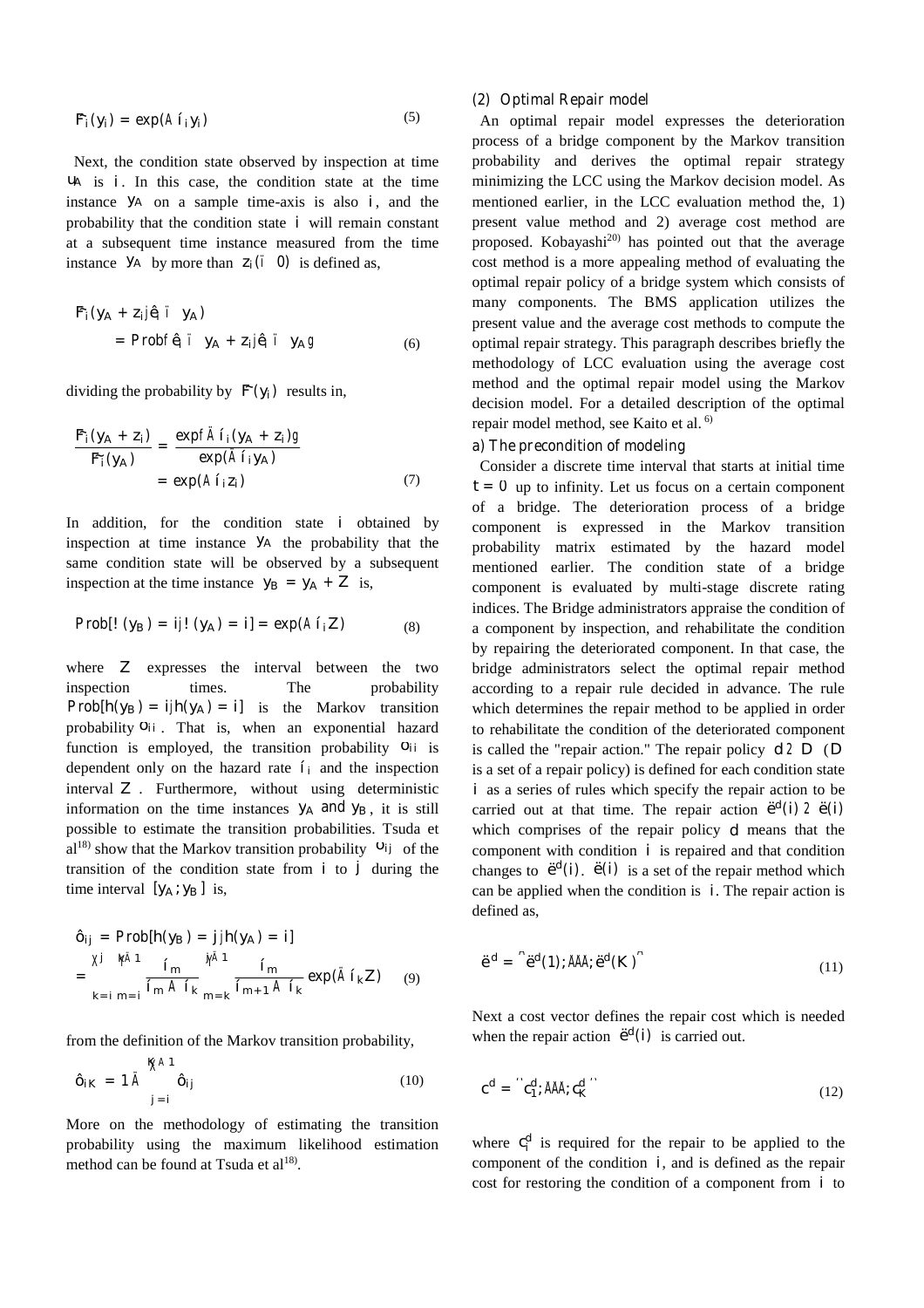$$\tilde{F}_i(y_i) = \exp(-\theta_i y_i) \tag{5}$$

Next, the condition state observed by inspection at time $\tau_A$ is $i$. In this case, the condition state at the time instance $y_A$ on a sample time-axis is also $i$, and the probability that the condition state $i$ will remain constant at a subsequent time instance measured from the time instance $y_A$ by more than $z_i (\geq 0)$ is defined as,

$$\begin{aligned} &\tilde{F}_i(y_A + z_i | \zeta_i \geq y_A) \\ &\quad = \mathrm{Prob}\{\zeta_i \geq y_A + z_i | \zeta_i \geq y_A\} \end{aligned} \tag{6}$$

dividing the probability by $\tilde{F}(y_i)$ results in,

$$\begin{aligned} \frac{\tilde{F}_i(y_A + z_i)}{\tilde{F}_i(y_A)} &= \frac{\exp\{-\theta_i(y_A + z_i)\}}{\exp(-\theta_i y_A)} \\ &= \exp(-\theta_i z_i) \end{aligned} \tag{7}$$

In addition, for the condition state $i$ obtained by inspection at time instance $y_A$ the probability that the same condition state will be observed by a subsequent inspection at the time instance $y_B = y_A + Z$ is,

$$\mathrm{Prob}[h(y_B) = i | h(y_A) = i] = \exp(-\theta_i Z) \tag{8}$$

where $Z$ expresses the interval between the two inspection times. The probability $\mathrm{Prob}[h(y_B) = i | h(y_A) = i]$ is the Markov transition probability $\pi_{ii}$. That is, when an exponential hazard function is employed, the transition probability $\pi_{ii}$ is dependent only on the hazard rate $\theta_i$ and the inspection interval $Z$. Furthermore, without using deterministic information on the time instances $y_A$ and $y_B$, it is still possible to estimate the transition probabilities. Tsuda et al[18] show that the Markov transition probability $\pi_{ij}$ of the transition of the condition state from $i$ to $j$ during the time interval $[y_A, y_B]$ is,

$$\begin{aligned} \pi_{ij} &= \mathrm{Prob}[h(y_B) = j | h(y_A) = i] \\ &= \sum_{k=i}^{j} \prod_{m=i}^{k-1} \frac{\theta_m}{\theta_m - \theta_k} \prod_{m=k}^{j-1} \frac{\theta_m}{\theta_{m+1} - \theta_k} \exp(-\theta_k Z) \end{aligned} \tag{9}$$

from the definition of the Markov transition probability,

$$\pi_{iK} = 1 - \sum_{j=i}^{K-1} \pi_{ij} \tag{10}$$

More on the methodology of estimating the transition probability using the maximum likelihood estimation method can be found at Tsuda et al[18].

### (2) Optimal Repair model

An optimal repair model expresses the deterioration process of a bridge component by the Markov transition probability and derives the optimal repair strategy minimizing the LCC using the Markov decision model. As mentioned earlier, in the LCC evaluation method the, 1) present value method and 2) average cost method are proposed. Kobayashi[20] has pointed out that the average cost method is a more appealing method of evaluating the optimal repair policy of a bridge system which consists of many components. The BMS application utilizes the present value and the average cost methods to compute the optimal repair strategy. This paragraph describes briefly the methodology of LCC evaluation using the average cost method and the optimal repair model using the Markov decision model. For a detailed description of the optimal repair model method, see Kaito et al. [6]

#### a) The precondition of modeling

Consider a discrete time interval that starts at initial time $t = 0$ up to infinity. Let us focus on a certain component of a bridge. The deterioration process of a bridge component is expressed in the Markov transition probability matrix estimated by the hazard model mentioned earlier. The condition state of a bridge component is evaluated by multi-stage discrete rating indices. The Bridge administrators appraise the condition of a component by inspection, and rehabilitate the condition by repairing the deteriorated component. In that case, the bridge administrators select the optimal repair method according to a repair rule decided in advance. The rule which determines the repair method to be applied in order to rehabilitate the condition of the deteriorated component is called the "repair action." The repair policy $d \in D$ ($D$ is a set of a repair policy) is defined for each condition state $i$ as a series of rules which specify the repair action to be carried out at that time. The repair action $\eta^d(i) \in \eta(i)$ which comprises of the repair policy $d$ means that the component with condition $i$ is repaired and that condition changes to $\eta^d(i)$. $\eta(i)$ is a set of the repair method which can be applied when the condition is $i$. The repair action is defined as,

$$\eta^d = \left(\eta^d(1), \cdots, \eta^d(K)\right) \tag{11}$$

Next a cost vector defines the repair cost which is needed when the repair action $\eta^d(i)$ is carried out.

$$c^d = \left(c_1^d, \cdots, c_K^d\right) \tag{12}$$

where $c_i^d$ is required for the repair to be applied to the component of the condition $i$, and is defined as the repair cost for restoring the condition of a component from $i$ to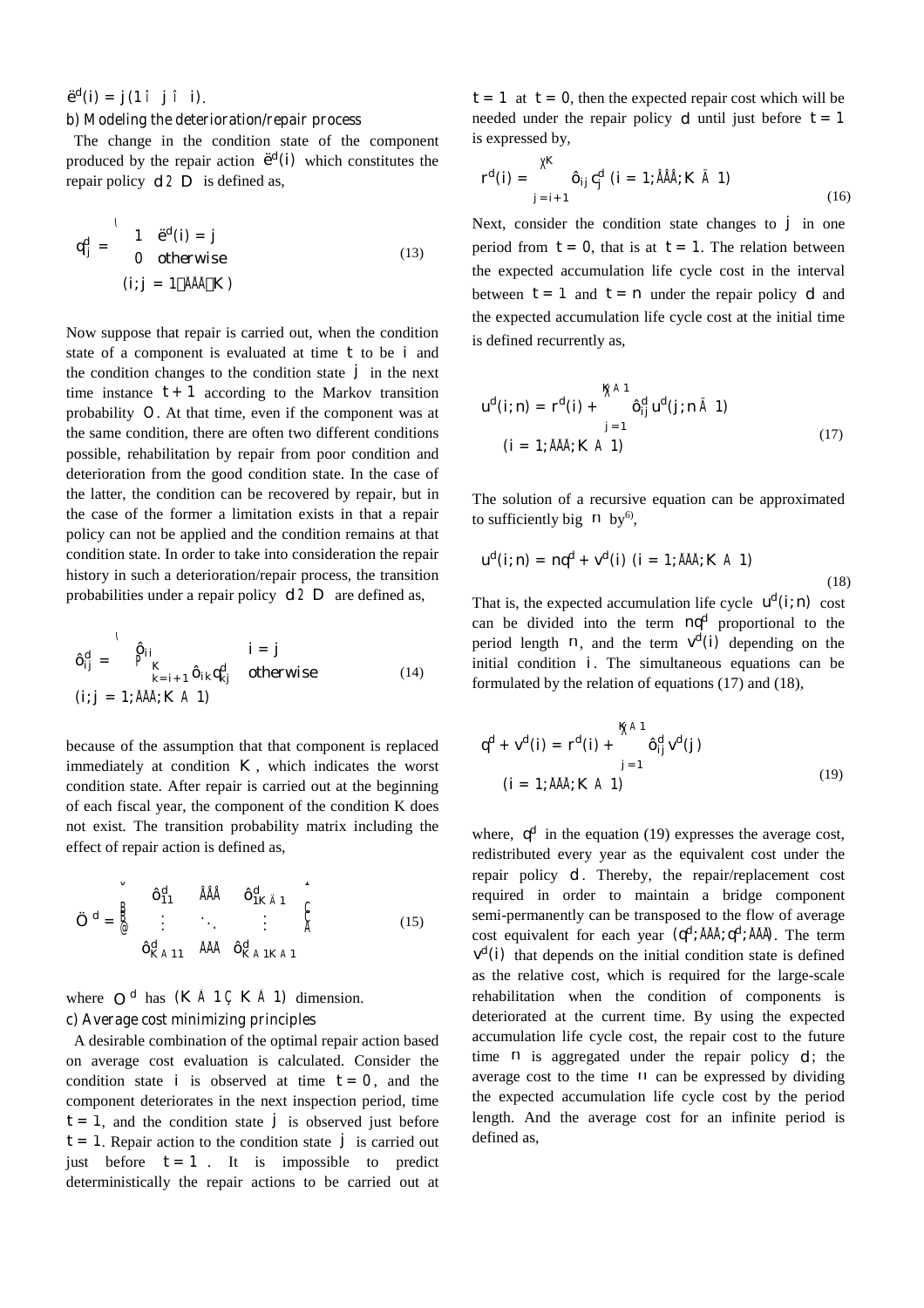$\eta^d(i) = j \ (1 \le j \le i)$.

*b) Modeling the deterioration/repair process*

The change in the condition state of the component produced by the repair action $\eta^d(i)$ which constitutes the repair policy $d \in D$ is defined as,

$$q_j^d = \begin{cases} 1 & \eta^d(i) = j \\ 0 & \text{otherwise} \end{cases} \quad (i, j = 1, \cdots, K) \tag{13}$$

Now suppose that repair is carried out, when the condition state of a component is evaluated at time $t$ to be $i$ and the condition changes to the condition state $j$ in the next time instance $t+1$ according to the Markov transition probability $\Pi$. At that time, even if the component was at the same condition, there are often two different conditions possible, rehabilitation by repair from poor condition and deterioration from the good condition state. In the case of the latter, the condition can be recovered by repair, but in the case of the former a limitation exists in that a repair policy can not be applied and the condition remains at that condition state. In order to take into consideration the repair history in such a deterioration/repair process, the transition probabilities under a repair policy $d \in D$ are defined as,

$$\pi_{ij}^d = \begin{cases} \pi_{ii} & i = j \\ \sum_{k=i+1}^{K} \pi_{ik} q_{kj}^d & \text{otherwise} \end{cases} \quad (i, j = 1, \cdots, K-1) \tag{14}$$

because of the assumption that that component is replaced immediately at condition $K$, which indicates the worst condition state. After repair is carried out at the beginning of each fiscal year, the component of the condition K does not exist. The transition probability matrix including the effect of repair action is defined as,

$$\Pi^d = \begin{pmatrix} \pi_{11}^d & \cdots & \pi_{1K-1}^d \\ \vdots & \ddots & \vdots \\ \pi_{K-11}^d & \cdots & \pi_{K-1K-1}^d \end{pmatrix} \tag{15}$$

where $\Pi^d$ has $(K-1, K-1)$ dimension.

*c) Average cost minimizing principles*

A desirable combination of the optimal repair action based on average cost evaluation is calculated. Consider the condition state $i$ is observed at time $t = 0$, and the component deteriorates in the next inspection period, time $t = 1$, and the condition state $j$ is observed just before $t = 1$. Repair action to the condition state $j$ is carried out just before $t = 1$. It is impossible to predict deterministically the repair actions to be carried out at $t = 1$ at $t = 0$, then the expected repair cost which will be needed under the repair policy $d$ until just before $t = 1$ is expressed by,

$$r^d(i) = \sum_{j=i+1}^{K} \pi_{ij} c_j^d \ (i = 1, \cdots, K-1) \tag{16}$$

Next, consider the condition state changes to $j$ in one period from $t = 0$, that is at $t = 1$. The relation between the expected accumulation life cycle cost in the interval between $t = 1$ and $t = n$ under the repair policy $d$ and the expected accumulation life cycle cost at the initial time is defined recurrently as,

$$u^d(i; n) = r^d(i) + \sum_{j=1}^{K-1} \pi_{ij}^d u^d(j; n-1) \quad (i = 1, \cdots, K-1) \tag{17}$$

The solution of a recursive equation can be approximated to sufficiently big $n$ by[6],

$$u^d(i; n) = n g^d + v^d(i) \ (i = 1, \cdots, K-1) \tag{18}$$

That is, the expected accumulation life cycle $u^d(i; n)$ cost can be divided into the term $n g^d$ proportional to the period length $n$, and the term $v^d(i)$ depending on the initial condition $i$. The simultaneous equations can be formulated by the relation of equations (17) and (18),

$$g^d + v^d(i) = r^d(i) + \sum_{j=1}^{K-1} \pi_{ij}^d v^d(j) \quad (i = 1, \cdots, K-1) \tag{19}$$

where, $g^d$ in the equation (19) expresses the average cost, redistributed every year as the equivalent cost under the repair policy $d$. Thereby, the repair/replacement cost required in order to maintain a bridge component semi-permanently can be transposed to the flow of average cost equivalent for each year $(g^d, \cdots, g^d, \cdots)$. The term $v^d(i)$ that depends on the initial condition state is defined as the relative cost, which is required for the large-scale rehabilitation when the condition of components is deteriorated at the current time. By using the expected accumulation life cycle cost, the repair cost to the future time $n$ is aggregated under the repair policy $d$; the average cost to the time $n$ can be expressed by dividing the expected accumulation life cycle cost by the period length. And the average cost for an infinite period is defined as,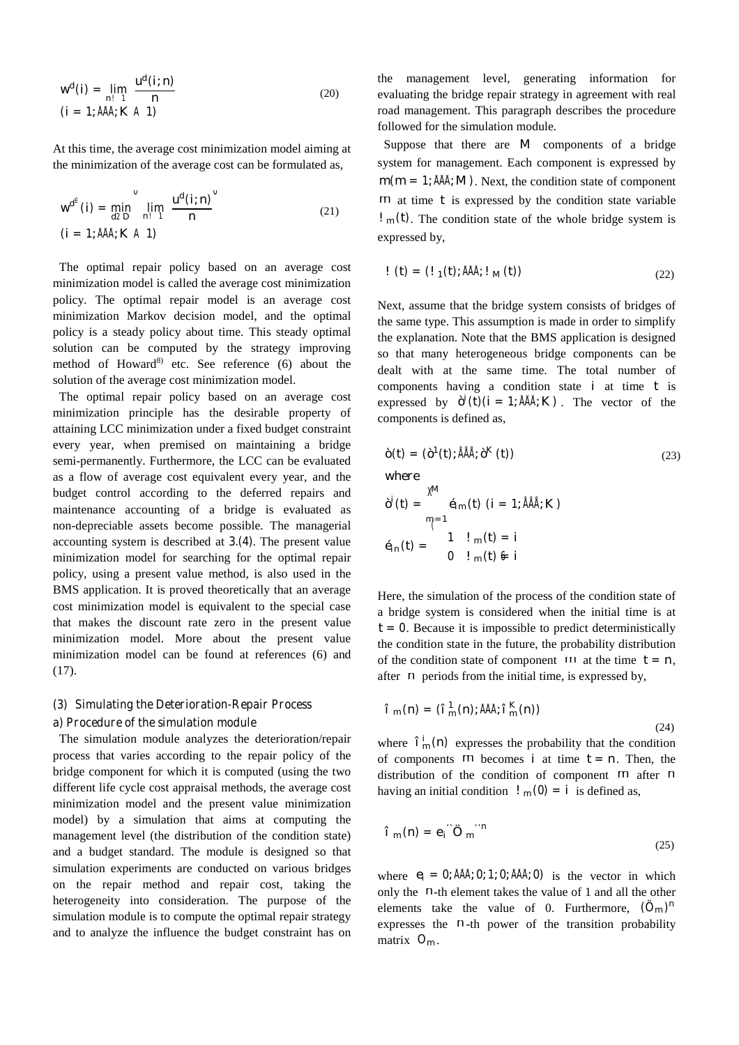$$w^d(i) = \lim_{n \to \infty} \frac{u^d(i;n)}{n} \quad (i = 1;\cdots;K-1) \tag{20}$$

At this time, the average cost minimization model aiming at the minimization of the average cost can be formulated as,

$$w^{d^*}(i) = \min_{d \in D} \left\{ \lim_{n \to \infty} \frac{u^d(i;n)}{n} \right\} \quad (i = 1;\cdots;K-1) \tag{21}$$

The optimal repair policy based on an average cost minimization model is called the average cost minimization policy. The optimal repair model is an average cost minimization Markov decision model, and the optimal policy is a steady policy about time. This steady optimal solution can be computed by the strategy improving method of Howard[8] etc. See reference (6) about the solution of the average cost minimization model.

The optimal repair policy based on an average cost minimization principle has the desirable property of attaining LCC minimization under a fixed budget constraint every year, when premised on maintaining a bridge semi-permanently. Furthermore, the LCC can be evaluated as a flow of average cost equivalent every year, and the budget control according to the deferred repairs and maintenance accounting of a bridge is evaluated as non-depreciable assets become possible. The managerial accounting system is described at 3.(4). The present value minimization model for searching for the optimal repair policy, using a present value method, is also used in the BMS application. It is proved theoretically that an average cost minimization model is equivalent to the special case that makes the discount rate zero in the present value minimization model. More about the present value minimization model can be found at references (6) and (17).

### (3) Simulating the Deterioration-Repair Process

#### a) Procedure of the simulation module

The simulation module analyzes the deterioration/repair process that varies according to the repair policy of the bridge component for which it is computed (using the two different life cycle cost appraisal methods, the average cost minimization model and the present value minimization model) by a simulation that aims at computing the management level (the distribution of the condition state) and a budget standard. The module is designed so that simulation experiments are conducted on various bridges on the repair method and repair cost, taking the heterogeneity into consideration. The purpose of the simulation module is to compute the optimal repair strategy and to analyze the influence the budget constraint has on the management level, generating information for evaluating the bridge repair strategy in agreement with real road management. This paragraph describes the procedure followed for the simulation module.

Suppose that there are $M$ components of a bridge system for management. Each component is expressed by $m(m = 1;\cdots;M)$. Next, the condition state of component $m$ at time $t$ is expressed by the condition state variable $\omega_m(t)$. The condition state of the whole bridge system is expressed by,

$$\omega(t) = (\omega_1(t);\cdots;\omega_M(t)) \tag{22}$$

Next, assume that the bridge system consists of bridges of the same type. This assumption is made in order to simplify the explanation. Note that the BMS application is designed so that many heterogeneous bridge components can be dealt with at the same time. The total number of components having a condition state $i$ at time $t$ is expressed by $\dot{o}^i(t)(i = 1;\cdots;K)$. The vector of the components is defined as,

$$\dot{o}(t) = (\dot{o}^1(t);\cdots;\dot{o}^K(t)) \tag{23}$$

where

$$\dot{o}^i(t) = \sum_{m=1}^{M} \epsilon_m(t) \quad (i = 1;\cdots;K)$$

$$\epsilon_m(t) = \begin{cases} 1 & \omega_m(t) = i \\ 0 & \omega_m(t) \neq i \end{cases}$$

Here, the simulation of the process of the condition state of a bridge system is considered when the initial time is at $t = 0$. Because it is impossible to predict deterministically the condition state in the future, the probability distribution of the condition state of component $m$ at the time $t = n$, after $n$ periods from the initial time, is expressed by,

$$\xi_m(n) = (\xi_m^1(n);\cdots;\xi_m^K(n)) \tag{24}$$

where $\xi_m^i(n)$ expresses the probability that the condition of components $m$ becomes $i$ at time $t = n$. Then, the distribution of the condition of component $m$ after $n$ having an initial condition $\omega_m(0) = i$ is defined as,

$$\xi_m(n) = e_i \left(\Pi_m\right)^n \tag{25}$$

where $e_i = 0;\cdots;0;1;0;\cdots;0)$ is the vector in which only the $n$-th element takes the value of 1 and all the other elements take the value of 0. Furthermore, $(\Pi_m)^n$ expresses the $n$-th power of the transition probability matrix $\Pi_m$.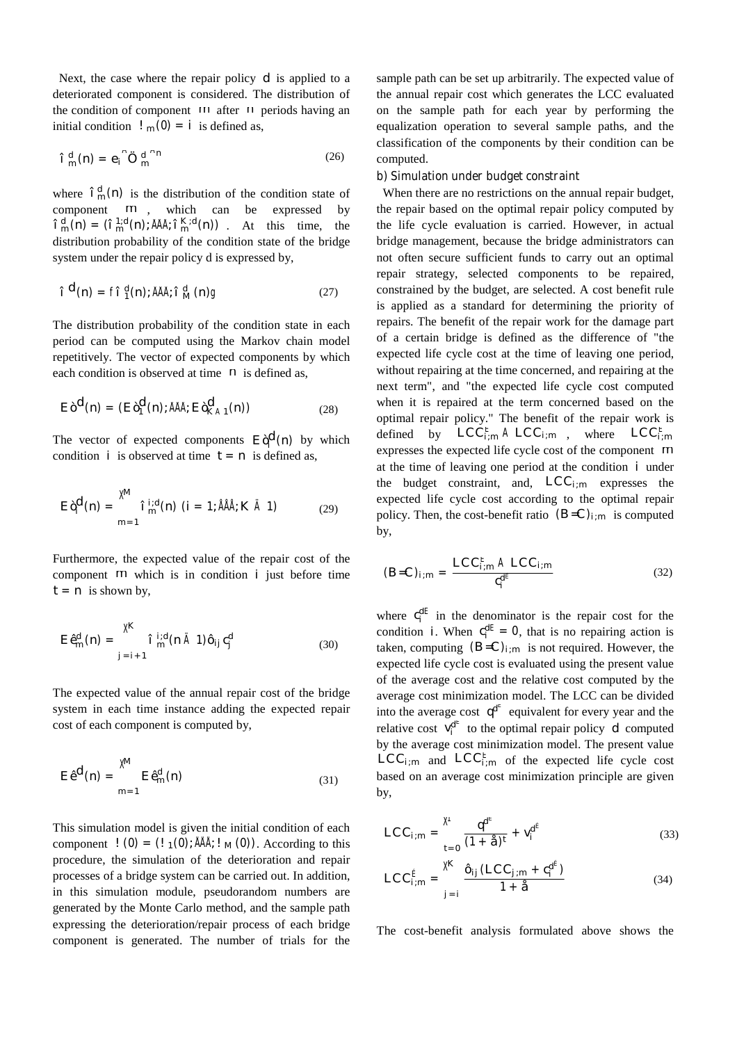Next, the case where the repair policy $d$ is applied to a deteriorated component is considered. The distribution of the condition of component $m$ after $n$ periods having an initial condition $h_m(0) = i$ is defined as,

$$\pi_m^d(n) = e_i \Theta_m^{d\,n} \tag{26}$$

where $\pi_m^d(n)$ is the distribution of the condition state of component $m$, which can be expressed by $\pi_m^d(n) = (\pi_m^{1;d}(n), \cdots, \pi_m^{K;d}(n))$. At this time, the distribution probability of the condition state of the bridge system under the repair policy d is expressed by,

$$\pi^d(n) = \{\pi_1^d(n), \cdots, \pi_M^d(n)\} \tag{27}$$

The distribution probability of the condition state in each period can be computed using the Markov chain model repetitively. The vector of expected components by which each condition is observed at time $n$ is defined as,

$$E\nu^d(n) = (E\nu_1^d(n), \cdots, E\nu_{K-1}^d(n)) \tag{28}$$

The vector of expected components $E\nu_i^d(n)$ by which condition $i$ is observed at time $t = n$ is defined as,

$$E\nu_i^d(n) = \sum_{m=1}^{M} \pi_m^{i;d}(n) \ (i = 1, \cdots, K-1) \tag{29}$$

Furthermore, the expected value of the repair cost of the component $m$ which is in condition $i$ just before time $t = n$ is shown by,

$$E\xi_m^d(n) = \sum_{j=i+1}^{K} \pi_m^{i;d}(n-1)\pi_{ij} c_j^d \tag{30}$$

The expected value of the annual repair cost of the bridge system in each time instance adding the expected repair cost of each component is computed by,

$$E\xi^d(n) = \sum_{m=1}^{M} E\xi_m^d(n) \tag{31}$$

This simulation model is given the initial condition of each component $h(0) = (h_1(0), \cdots, h_M(0))$. According to this procedure, the simulation of the deterioration and repair processes of a bridge system can be carried out. In addition, in this simulation module, pseudorandom numbers are generated by the Monte Carlo method, and the sample path expressing the deterioration/repair process of each bridge component is generated. The number of trials for the sample path can be set up arbitrarily. The expected value of the annual repair cost which generates the LCC evaluated on the sample path for each year by performing the equalization operation to several sample paths, and the classification of the components by their condition can be computed.

*b) Simulation under budget constraint*

When there are no restrictions on the annual repair budget, the repair based on the optimal repair policy computed by the life cycle evaluation is carried. However, in actual bridge management, because the bridge administrators can not often secure sufficient funds to carry out an optimal repair strategy, selected components to be repaired, constrained by the budget, are selected. A cost benefit rule is applied as a standard for determining the priority of repairs. The benefit of the repair work for the damage part of a certain bridge is defined as the difference of "the expected life cycle cost at the time of leaving one period, without repairing at the time concerned, and repairing at the next term", and "the expected life cycle cost computed when it is repaired at the term concerned based on the optimal repair policy." The benefit of the repair work is defined by $LCC_{i;m}^{*} - LCC_{i;m}$, where $LCC_{i;m}^{*}$ expresses the expected life cycle cost of the component $m$ at the time of leaving one period at the condition $i$ under the budget constraint, and, $LCC_{i;m}$ expresses the expected life cycle cost according to the optimal repair policy. Then, the cost-benefit ratio $(B/C)_{i;m}$ is computed by,

$$(B/C)_{i;m} = \frac{LCC_{i;m}^{*} - LCC_{i;m}}{c_i^{d*}} \tag{32}$$

where $c_i^{d*}$ in the denominator is the repair cost for the condition $i$. When $c_i^{d*} = 0$, that is no repairing action is taken, computing $(B/C)_{i;m}$ is not required. However, the expected life cycle cost is evaluated using the present value of the average cost and the relative cost computed by the average cost minimization model. The LCC can be divided into the average cost $g^{d*}$ equivalent for every year and the relative cost $v_i^{d*}$ to the optimal repair policy $d$ computed by the average cost minimization model. The present value $LCC_{i;m}$ and $LCC_{i;m}^{*}$ of the expected life cycle cost based on an average cost minimization principle are given by,

$$LCC_{i;m} = \sum_{t=0}^{\infty} \frac{g^{d*}}{(1+\rho)^t} + v_i^{d*} \tag{33}$$

$$LCC_{i;m}^{*} = \sum_{j=i}^{K} \frac{\pi_{ij}(LCC_{j;m} + c_i^{d*})}{1+\rho} \tag{34}$$

The cost-benefit analysis formulated above shows the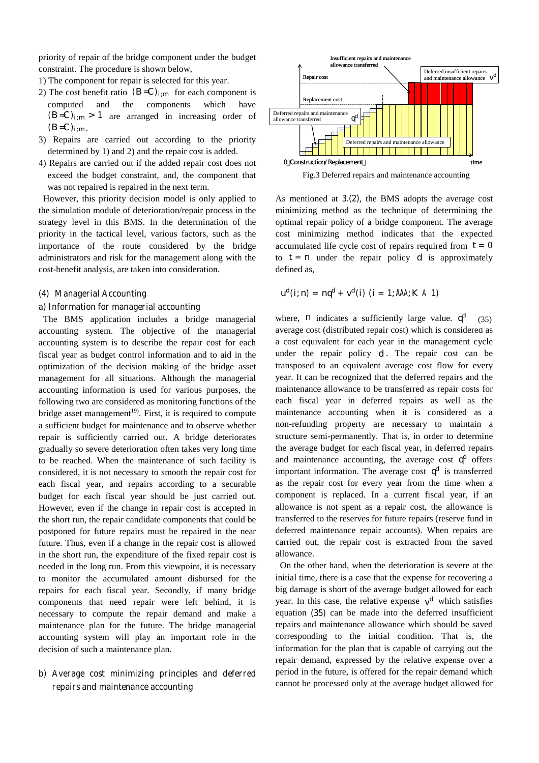priority of repair of the bridge component under the budget constraint. The procedure is shown below,

1) The component for repair is selected for this year.
2) The cost benefit ratio $(B/C)_{i;m}$ for each component is computed and the components which have $(B/C)_{i;m} > 1$ are arranged in increasing order of $(B/C)_{i;m}$.
3) Repairs are carried out according to the priority determined by 1) and 2) and the repair cost is added.
4) Repairs are carried out if the added repair cost does not exceed the budget constraint, and, the component that was not repaired is repaired in the next term.

However, this priority decision model is only applied to the simulation module of deterioration/repair process in the strategy level in this BMS. In the determination of the priority in the tactical level, various factors, such as the importance of the route considered by the bridge administrators and risk for the management along with the cost-benefit analysis, are taken into consideration.

### (4) Managerial Accounting

#### a) Information for managerial accounting

The BMS application includes a bridge managerial accounting system. The objective of the managerial accounting system is to describe the repair cost for each fiscal year as budget control information and to aid in the optimization of the decision making of the bridge asset management for all situations. Although the managerial accounting information is used for various purposes, the following two are considered as monitoring functions of the bridge asset management[19]. First, it is required to compute a sufficient budget for maintenance and to observe whether repair is sufficiently carried out. A bridge deteriorates gradually so severe deterioration often takes very long time to be reached. When the maintenance of such facility is considered, it is not necessary to smooth the repair cost for each fiscal year, and repairs according to a securable budget for each fiscal year should be just carried out. However, even if the change in repair cost is accepted in the short run, the repair candidate components that could be postponed for future repairs must be repaired in the near future. Thus, even if a change in the repair cost is allowed in the short run, the expenditure of the fixed repair cost is needed in the long run. From this viewpoint, it is necessary to monitor the accumulated amount disbursed for the repairs for each fiscal year. Secondly, if many bridge components that need repair were left behind, it is necessary to compute the repair demand and make a maintenance plan for the future. The bridge managerial accounting system will play an important role in the decision of such a maintenance plan.

#### b) Average cost minimizing principles and deferred repairs and maintenance accounting

Insufficient repairs and maintenance allowance transferred

Deferred insufficient repairs and maintenance allowance $v^d$

Repair cost

Replacement cost

Deferred repairs and maintenance allowance transferred $q^d$

Deferred repairs and maintenance allowance

0（Construction/Replacement）

time

Fig.3 Deferred repairs and maintenance accounting

As mentioned at 3.(2), the BMS adopts the average cost minimizing method as the technique of determining the optimal repair policy of a bridge component. The average cost minimizing method indicates that the expected accumulated life cycle cost of repairs required from $t = 0$ to $t = n$ under the repair policy $d$ is approximately defined as,

$$u^d(i; n) = nq^d + v^d(i) \quad (i = 1, \cdots, K-1) \tag{35}$$

where, $n$ indicates a sufficiently large value. $q^d$ average cost (distributed repair cost) which is considered as a cost equivalent for each year in the management cycle under the repair policy $d$. The repair cost can be transposed to an equivalent average cost flow for every year. It can be recognized that the deferred repairs and the maintenance allowance to be transferred as repair costs for each fiscal year in deferred repairs as well as the maintenance accounting when it is considered as a non-refunding property are necessary to maintain a structure semi-permanently. That is, in order to determine the average budget for each fiscal year, in deferred repairs and maintenance accounting, the average cost $q^d$ offers important information. The average cost $q^d$ is transferred as the repair cost for every year from the time when a component is replaced. In a current fiscal year, if an allowance is not spent as a repair cost, the allowance is transferred to the reserves for future repairs (reserve fund in deferred maintenance repair accounts). When repairs are carried out, the repair cost is extracted from the saved allowance.

On the other hand, when the deterioration is severe at the initial time, there is a case that the expense for recovering a big damage is short of the average budget allowed for each year. In this case, the relative expense $v^d$ which satisfies equation (35) can be made into the deferred insufficient repairs and maintenance allowance which should be saved corresponding to the initial condition. That is, the information for the plan that is capable of carrying out the repair demand, expressed by the relative expense over a period in the future, is offered for the repair demand which cannot be processed only at the average budget allowed for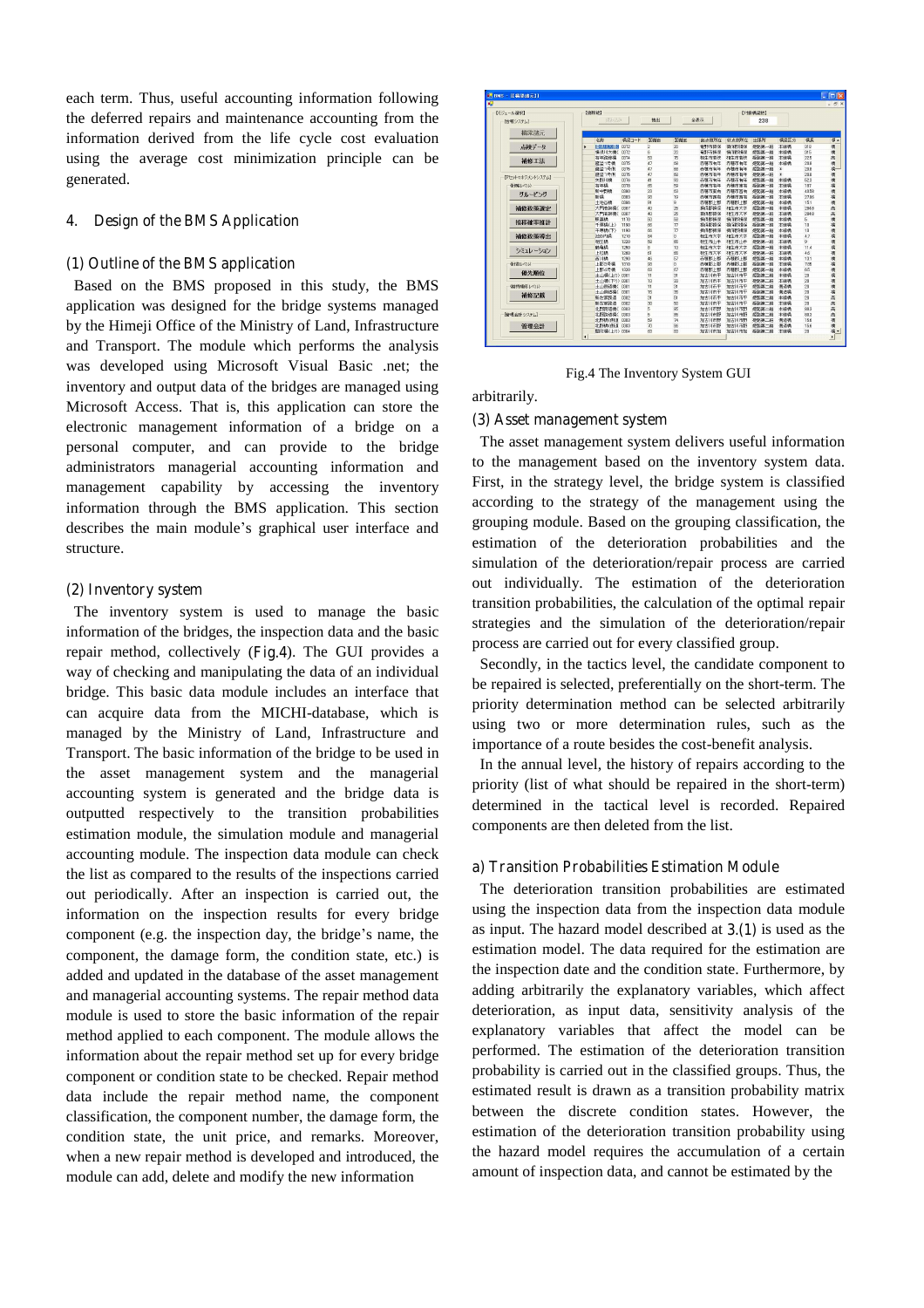each term. Thus, useful accounting information following the deferred repairs and maintenance accounting from the information derived from the life cycle cost evaluation using the average cost minimization principle can be generated.

## 4. Design of the BMS Application

### (1) Outline of the BMS application

Based on the BMS proposed in this study, the BMS application was designed for the bridge systems managed by the Himeji Office of the Ministry of Land, Infrastructure and Transport. The module which performs the analysis was developed using Microsoft Visual Basic .net; the inventory and output data of the bridges are managed using Microsoft Access. That is, this application can store the electronic management information of a bridge on a personal computer, and can provide to the bridge administrators managerial accounting information and management capability by accessing the inventory information through the BMS application. This section describes the main module's graphical user interface and structure.

### (2) Inventory system

The inventory system is used to manage the basic information of the bridges, the inspection data and the basic repair method, collectively (Fig.4). The GUI provides a way of checking and manipulating the data of an individual bridge. This basic data module includes an interface that can acquire data from the MICHI-database, which is managed by the Ministry of Land, Infrastructure and Transport. The basic information of the bridge to be used in the asset management system and the managerial accounting system is generated and the bridge data is outputted respectively to the transition probabilities estimation module, the simulation module and managerial accounting module. The inspection data module can check the list as compared to the results of the inspections carried out periodically. After an inspection is carried out, the information on the inspection results for every bridge component (e.g. the inspection day, the bridge's name, the component, the damage form, the condition state, etc.) is added and updated in the database of the asset management and managerial accounting systems. The repair method data module is used to store the basic information of the repair method applied to each component. The module allows the information about the repair method set up for every bridge component or condition state to be checked. Repair method data include the repair method name, the component classification, the component number, the damage form, the condition state, the unit price, and remarks. Moreover, when a new repair method is developed and introduced, the module can add, delete and modify the new information

Fig.4 The Inventory System GUI

arbitrarily.

### (3) Asset management system

The asset management system delivers useful information to the management based on the inventory system data. First, in the strategy level, the bridge system is classified according to the strategy of the management using the grouping module. Based on the grouping classification, the estimation of the deterioration probabilities and the simulation of the deterioration/repair process are carried out individually. The estimation of the deterioration transition probabilities, the calculation of the optimal repair strategies and the simulation of the deterioration/repair process are carried out for every classified group.

Secondly, in the tactics level, the candidate component to be repaired is selected, preferentially on the short-term. The priority determination method can be selected arbitrarily using two or more determination rules, such as the importance of a route besides the cost-benefit analysis.

In the annual level, the history of repairs according to the priority (list of what should be repaired in the short-term) determined in the tactical level is recorded. Repaired components are then deleted from the list.

#### a) Transition Probabilities Estimation Module

The deterioration transition probabilities are estimated using the inspection data from the inspection data module as input. The hazard model described at 3.(1) is used as the estimation model. The data required for the estimation are the inspection date and the condition state. Furthermore, by adding arbitrarily the explanatory variables, which affect deterioration, as input data, sensitivity analysis of the explanatory variables that affect the model can be performed. The estimation of the deterioration transition probability is carried out in the classified groups. Thus, the estimated result is drawn as a transition probability matrix between the discrete condition states. However, the estimation of the deterioration transition probability using the hazard model requires the accumulation of a certain amount of inspection data, and cannot be estimated by the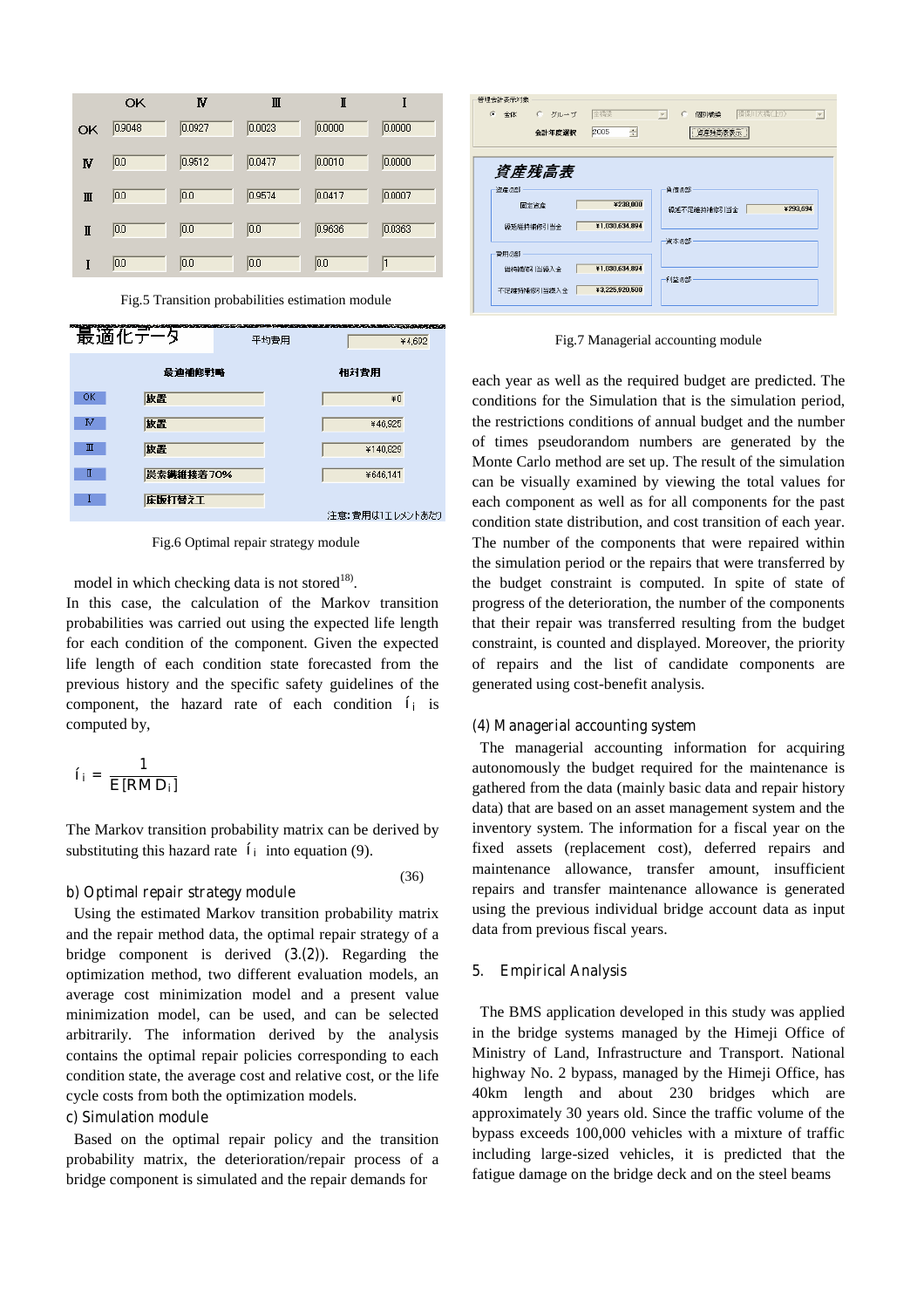| | OK | IV | III | II | I |
|---|---|---|---|---|---|
| OK | 0.9048 | 0.0927 | 0.0023 | 0.0000 | 0.0000 |
| IV | 0.0 | 0.9512 | 0.0477 | 0.0010 | 0.0000 |
| III | 0.0 | 0.0 | 0.9574 | 0.0417 | 0.0007 |
| II | 0.0 | 0.0 | 0.0 | 0.9636 | 0.0363 |
| I | 0.0 | 0.0 | 0.0 | 0.0 | 1 |

Fig.5 Transition probabilities estimation module

最適化データ　平均費用　¥4,692

| | 最適補修戦略 | 相対費用 |
|---|---|---|
| OK | 放置 | ¥0 |
| IV | 放置 | ¥46,925 |
| III | 放置 | ¥140,829 |
| II | 炭素繊維接着70% | ¥646,141 |
| I | 床版打替え工 | |

注意：費用は1エレメントあたり

Fig.6 Optimal repair strategy module

model in which checking data is not stored[18]. In this case, the calculation of the Markov transition probabilities was carried out using the expected life length for each condition state of the component. Given the expected life length of each condition state forecasted from the previous history and the specific safety guidelines of the component, the hazard rate of each condition $\theta_i$ is computed by,

$$\theta_i = \frac{1}{E[RMD_i]}$$

(36)

The Markov transition probability matrix can be derived by substituting this hazard rate $\theta_i$ into equation (9).

b) Optimal repair strategy module

Using the estimated Markov transition probability matrix and the repair method data, the optimal repair strategy of a bridge component is derived (3.(2)). Regarding the optimization method, two different evaluation models, an average cost minimization model and a present value minimization model, can be used, and can be selected arbitrarily. The information derived by the analysis contains the optimal repair policies corresponding to each condition state, the average cost and relative cost, or the life cycle costs from both the optimization models.

c) Simulation module

Based on the optimal repair policy and the transition probability matrix, the deterioration/repair process of a bridge component is simulated and the repair demands for each year as well as the required budget are predicted. The conditions for the Simulation that is the simulation period, the restrictions conditions of annual budget and the number of times pseudorandom numbers are generated by the Monte Carlo method are set up. The result of the simulation can be visually examined by viewing the total values for each component as well as for all components for the past condition state distribution, and cost transition of each year. The number of the components that were repaired within the simulation period or the repairs that were transferred by the budget constraint is computed. In spite of state of progress of the deterioration, the number of the components that their repair was transferred resulting from the budget constraint, is counted and displayed. Moreover, the priority of repairs and the list of candidate components are generated using cost-benefit analysis.

管理会計表示対象　全体　グループ　個別橋梁　会計年度選択 2005　資産残高表示

資産残高表

資産の部：固定資産 ¥238,800；橋梁維持補修引当金 ¥1,030,634,894

負債の部：橋梁不定維持補修引当金 ¥290,694

資本の部

費用の部：維持補修引当繰入金 ¥1,030,634,894；不定維持補修引当繰入金 ¥3,225,920,500

利益の部

Fig.7 Managerial accounting module

(4) Managerial accounting system

The managerial accounting information for acquiring autonomously the budget required for the maintenance is gathered from the data (mainly basic data and repair history data) that are based on an asset management system and the inventory system. The information for a fiscal year on the fixed assets (replacement cost), deferred repairs and maintenance allowance, transfer amount, insufficient repairs and transfer maintenance allowance is generated using the previous individual bridge account data as input data from previous fiscal years.

## 5. Empirical Analysis

The BMS application developed in this study was applied in the bridge systems managed by the Himeji Office of Ministry of Land, Infrastructure and Transport. National highway No. 2 bypass, managed by the Himeji Office, has 40km length and about 230 bridges which are approximately 30 years old. Since the traffic volume of the bypass exceeds 100,000 vehicles with a mixture of traffic including large-sized vehicles, it is predicted that the fatigue damage on the bridge deck and on the steel beams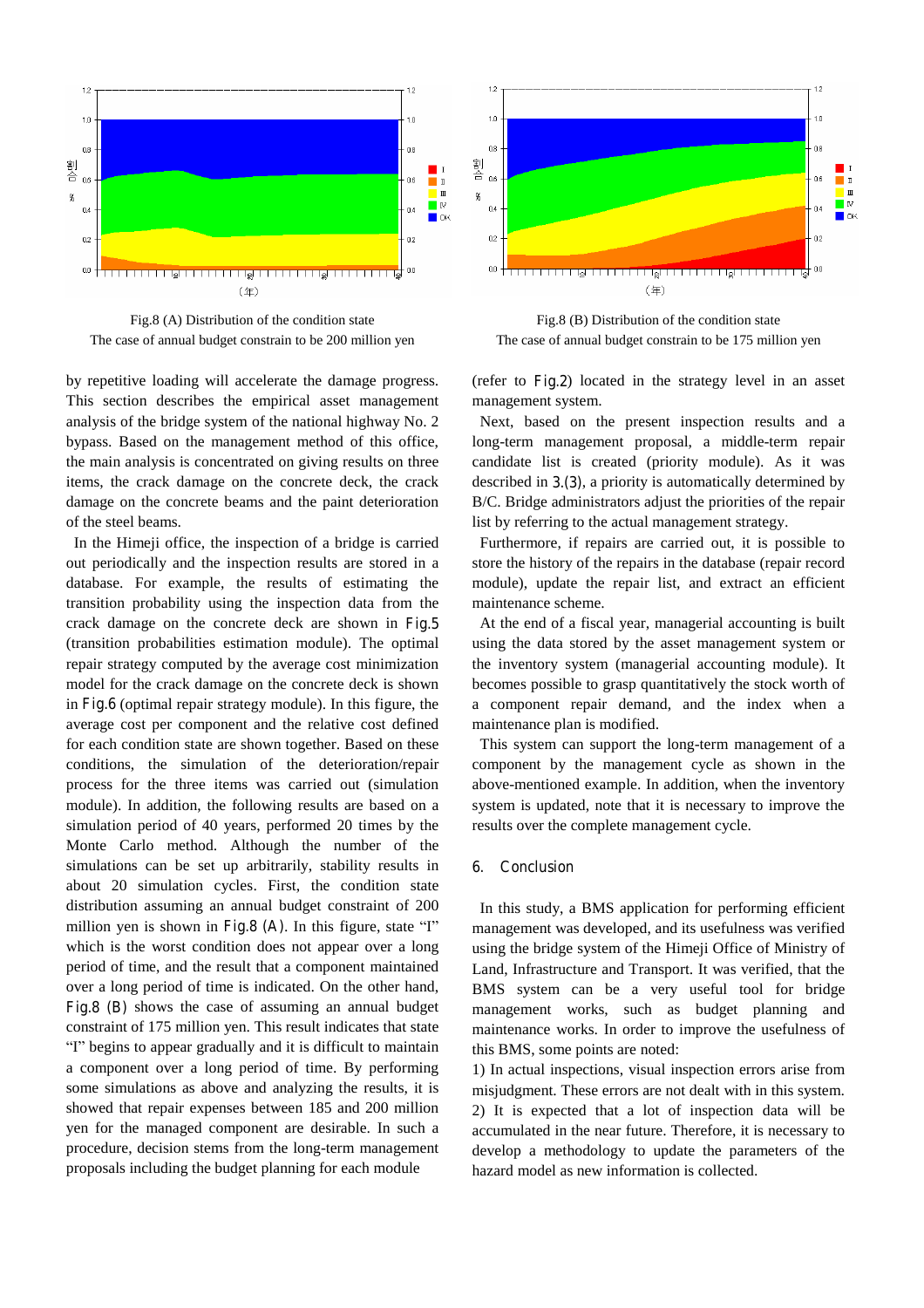1.2
1.0
0.8
0.6
0.4
0.2
0.0
（年）

Fig.8 (A) Distribution of the condition state
The case of annual budget constrain to be 200 million yen

1.2
1.0
0.8
0.6
0.4
0.2
0.0
（年）

Fig.8 (B) Distribution of the condition state
The case of annual budget constrain to be 175 million yen

by repetitive loading will accelerate the damage progress. This section describes the empirical asset management analysis of the bridge system of the national highway No. 2 bypass. Based on the management method of this office, the main analysis is concentrated on giving results on three items, the crack damage on the concrete deck, the crack damage on the concrete beams and the paint deterioration of the steel beams.

In the Himeji office, the inspection of a bridge is carried out periodically and the inspection results are stored in a database. For example, the results of estimating the transition probability using the inspection data from the crack damage on the concrete deck are shown in Fig.5 (transition probabilities estimation module). The optimal repair strategy computed by the average cost minimization model for the crack damage on the concrete deck is shown in Fig.6 (optimal repair strategy module). In this figure, the average cost per component and the relative cost defined for each condition state are shown together. Based on these conditions, the simulation of the deterioration/repair process for the three items was carried out (simulation module). In addition, the following results are based on a simulation period of 40 years, performed 20 times by the Monte Carlo method. Although the number of the simulations can be set up arbitrarily, stability results in about 20 simulation cycles. First, the condition state distribution assuming an annual budget constraint of 200 million yen is shown in Fig.8 (A). In this figure, state "I" which is the worst condition does not appear over a long period of time, and the result that a component maintained over a long period of time is indicated. On the other hand, Fig.8 (B) shows the case of assuming an annual budget constraint of 175 million yen. This result indicates that state "I" begins to appear gradually and it is difficult to maintain a component over a long period of time. By performing some simulations as above and analyzing the results, it is showed that repair expenses between 185 and 200 million yen for the managed component are desirable. In such a procedure, decision stems from the long-term management proposals including the budget planning for each module (refer to Fig.2) located in the strategy level in an asset management system.

Next, based on the present inspection results and a long-term management proposal, a middle-term repair candidate list is created (priority module). As it was described in 3.(3), a priority is automatically determined by B/C. Bridge administrators adjust the priorities of the repair list by referring to the actual management strategy.

Furthermore, if repairs are carried out, it is possible to store the history of the repairs in the database (repair record module), update the repair list, and extract an efficient maintenance scheme.

At the end of a fiscal year, managerial accounting is built using the data stored by the asset management system or the inventory system (managerial accounting module). It becomes possible to grasp quantitatively the stock worth of a component repair demand, and the index when a maintenance plan is modified.

This system can support the long-term management of a component by the management cycle as shown in the above-mentioned example. In addition, when the inventory system is updated, note that it is necessary to improve the results over the complete management cycle.

## 6. Conclusion

In this study, a BMS application for performing efficient management was developed, and its usefulness was verified using the bridge system of the Himeji Office of Ministry of Land, Infrastructure and Transport. It was verified, that the BMS system can be a very useful tool for bridge management works, such as budget planning and maintenance works. In order to improve the usefulness of this BMS, some points are noted:

1) In actual inspections, visual inspection errors arise from misjudgment. These errors are not dealt with in this system.
2) It is expected that a lot of inspection data will be accumulated in the near future. Therefore, it is necessary to develop a methodology to update the parameters of the hazard model as new information is collected.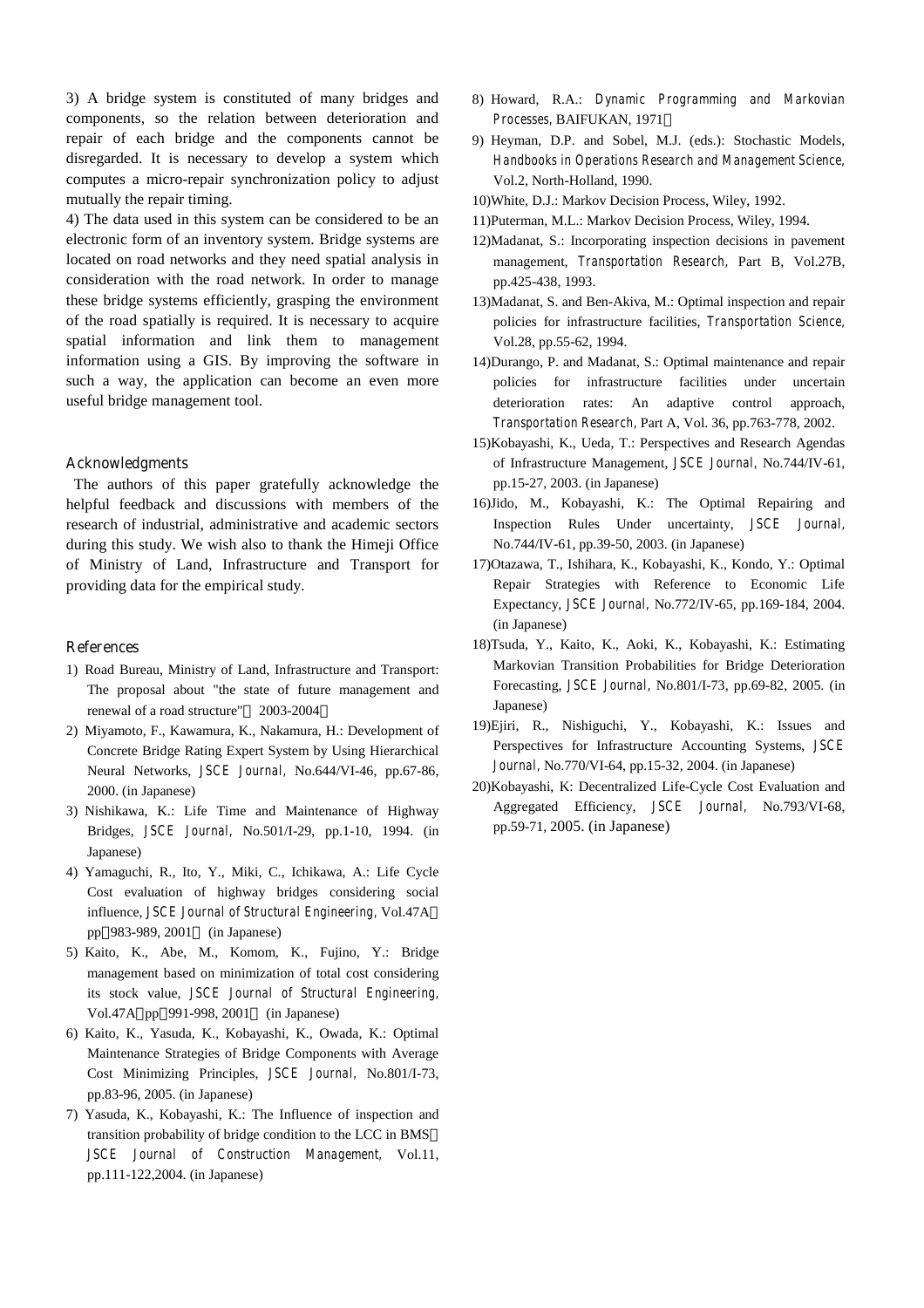3) A bridge system is constituted of many bridges and components, so the relation between deterioration and repair of each bridge and the components cannot be disregarded. It is necessary to develop a system which computes a micro-repair synchronization policy to adjust mutually the repair timing.

4) The data used in this system can be considered to be an electronic form of an inventory system. Bridge systems are located on road networks and they need spatial analysis in consideration with the road network. In order to manage these bridge systems efficiently, grasping the environment of the road spatially is required. It is necessary to acquire spatial information and link them to management information using a GIS. By improving the software in such a way, the application can become an even more useful bridge management tool.

## Acknowledgments

The authors of this paper gratefully acknowledge the helpful feedback and discussions with members of the research of industrial, administrative and academic sectors during this study. We wish also to thank the Himeji Office of Ministry of Land, Infrastructure and Transport for providing data for the empirical study.

## References

1) Road Bureau, Ministry of Land, Infrastructure and Transport: The proposal about "the state of future management and renewal of a road structure" 2003-2004
2) Miyamoto, F., Kawamura, K., Nakamura, H.: Development of Concrete Bridge Rating Expert System by Using Hierarchical Neural Networks, *JSCE Journal*, No.644/VI-46, pp.67-86, 2000. (in Japanese)
3) Nishikawa, K.: Life Time and Maintenance of Highway Bridges, *JSCE Journal*, No.501/I-29, pp.1-10, 1994. (in Japanese)
4) Yamaguchi, R., Ito, Y., Miki, C., Ichikawa, A.: Life Cycle Cost evaluation of highway bridges considering social influence, *JSCE Journal of Structural Engineering*, Vol.47A pp 983-989, 2001 (in Japanese)
5) Kaito, K., Abe, M., Komom, K., Fujino, Y.: Bridge management based on minimization of total cost considering its stock value, *JSCE Journal of Structural Engineering*, Vol.47A pp 991-998, 2001 (in Japanese)
6) Kaito, K., Yasuda, K., Kobayashi, K., Owada, K.: Optimal Maintenance Strategies of Bridge Components with Average Cost Minimizing Principles, *JSCE Journal*, No.801/I-73, pp.83-96, 2005. (in Japanese)
7) Yasuda, K., Kobayashi, K.: The Influence of inspection and transition probability of bridge condition to the LCC in BMS *JSCE Journal of Construction Management*, Vol.11, pp.111-122,2004. (in Japanese)
8) Howard, R.A.: *Dynamic Programming and Markovian Processes*, BAIFUKAN, 1971
9) Heyman, D.P. and Sobel, M.J. (eds.): Stochastic Models, *Handbooks in Operations Research and Management Science*, Vol.2, North-Holland, 1990.
10) White, D.J.: Markov Decision Process, Wiley, 1992.
11) Puterman, M.L.: Markov Decision Process, Wiley, 1994.
12) Madanat, S.: Incorporating inspection decisions in pavement management, *Transportation Research*, Part B, Vol.27B, pp.425-438, 1993.
13) Madanat, S. and Ben-Akiva, M.: Optimal inspection and repair policies for infrastructure facilities, *Transportation Science*, Vol.28, pp.55-62, 1994.
14) Durango, P. and Madanat, S.: Optimal maintenance and repair policies for infrastructure facilities under uncertain deterioration rates: An adaptive control approach, *Transportation Research*, Part A, Vol. 36, pp.763-778, 2002.
15) Kobayashi, K., Ueda, T.: Perspectives and Research Agendas of Infrastructure Management, *JSCE Journal*, No.744/IV-61, pp.15-27, 2003. (in Japanese)
16) Jido, M., Kobayashi, K.: The Optimal Repairing and Inspection Rules Under uncertainty, *JSCE Journal*, No.744/IV-61, pp.39-50, 2003. (in Japanese)
17) Otazawa, T., Ishihara, K., Kobayashi, K., Kondo, Y.: Optimal Repair Strategies with Reference to Economic Life Expectancy, *JSCE Journal*, No.772/IV-65, pp.169-184, 2004. (in Japanese)
18) Tsuda, Y., Kaito, K., Aoki, K., Kobayashi, K.: Estimating Markovian Transition Probabilities for Bridge Deterioration Forecasting, *JSCE Journal*, No.801/I-73, pp.69-82, 2005. (in Japanese)
19) Ejiri, R., Nishiguchi, Y., Kobayashi, K.: Issues and Perspectives for Infrastructure Accounting Systems, *JSCE Journal*, No.770/VI-64, pp.15-32, 2004. (in Japanese)
20) Kobayashi, K: Decentralized Life-Cycle Cost Evaluation and Aggregated Efficiency, *JSCE Journal*, No.793/VI-68, pp.59-71, 2005. (in Japanese)